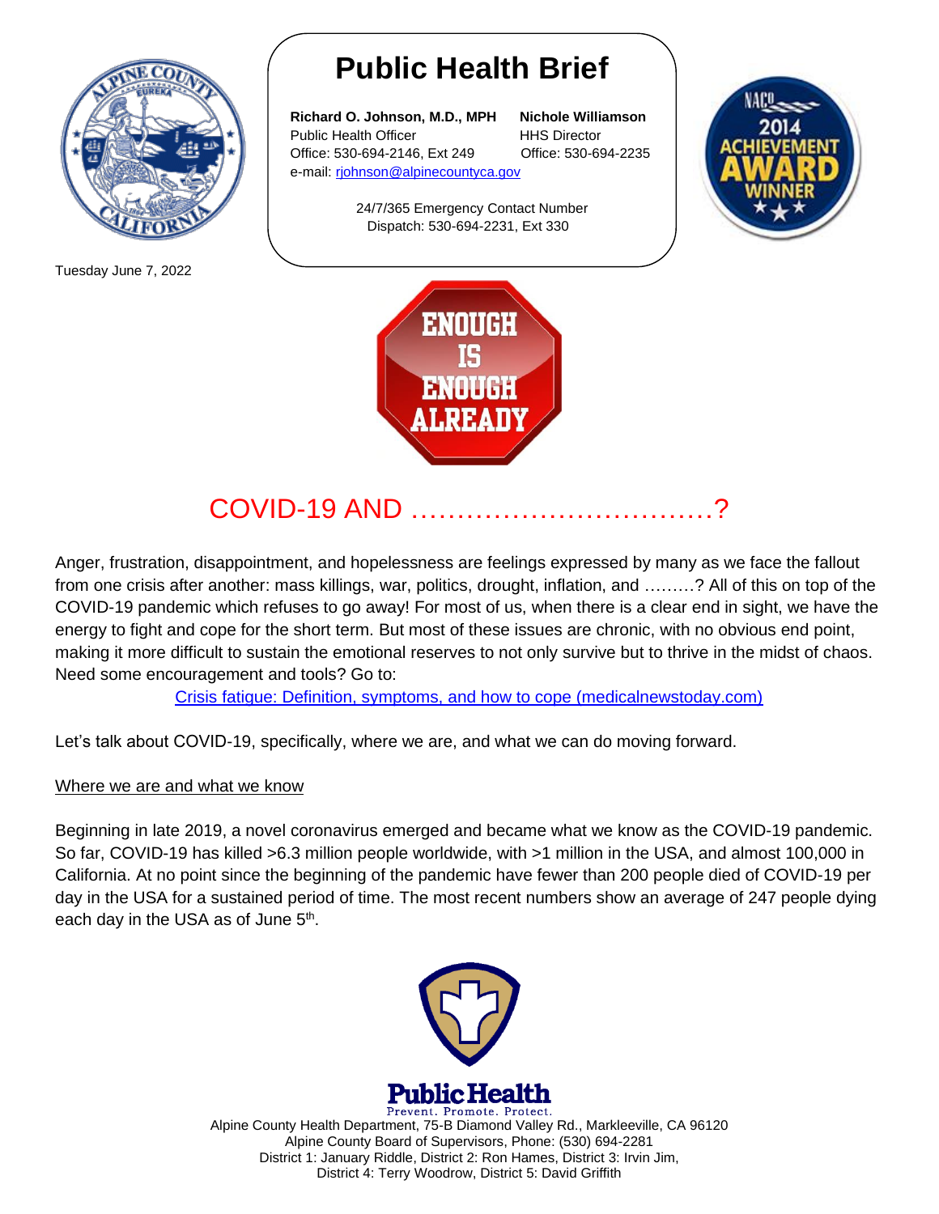# Public Health Brief

**Richard O. Johnson, M.D., MPH**
Public Health Officer
Office: 530-694-2146, Ext 249
e-mail: rjohnson@alpinecountyca.gov

**Nichole Williamson**
HHS Director
Office: 530-694-2235

24/7/365 Emergency Contact Number
Dispatch: 530-694-2231, Ext 330

Tuesday June 7, 2022

ENOUGH IS ENOUGH ALREADY

## COVID-19 AND ……………………………?

Anger, frustration, disappointment, and hopelessness are feelings expressed by many as we face the fallout from one crisis after another: mass killings, war, politics, drought, inflation, and ………? All of this on top of the COVID-19 pandemic which refuses to go away! For most of us, when there is a clear end in sight, we have the energy to fight and cope for the short term. But most of these issues are chronic, with no obvious end point, making it more difficult to sustain the emotional reserves to not only survive but to thrive in the midst of chaos. Need some encouragement and tools? Go to:

[Crisis fatigue: Definition, symptoms, and how to cope (medicalnewstoday.com)](https://www.medicalnewstoday.com)

Let's talk about COVID-19, specifically, where we are, and what we can do moving forward.

### Where we are and what we know

Beginning in late 2019, a novel coronavirus emerged and became what we know as the COVID-19 pandemic. So far, COVID-19 has killed >6.3 million people worldwide, with >1 million in the USA, and almost 100,000 in California. At no point since the beginning of the pandemic have fewer than 200 people died of COVID-19 per day in the USA for a sustained period of time. The most recent numbers show an average of 247 people dying each day in the USA as of June 5th.

Public Health
Prevent. Promote. Protect.

Alpine County Health Department, 75-B Diamond Valley Rd., Markleeville, CA 96120
Alpine County Board of Supervisors, Phone: (530) 694-2281
District 1: January Riddle, District 2: Ron Hames, District 3: Irvin Jim,
District 4: Terry Woodrow, District 5: David Griffith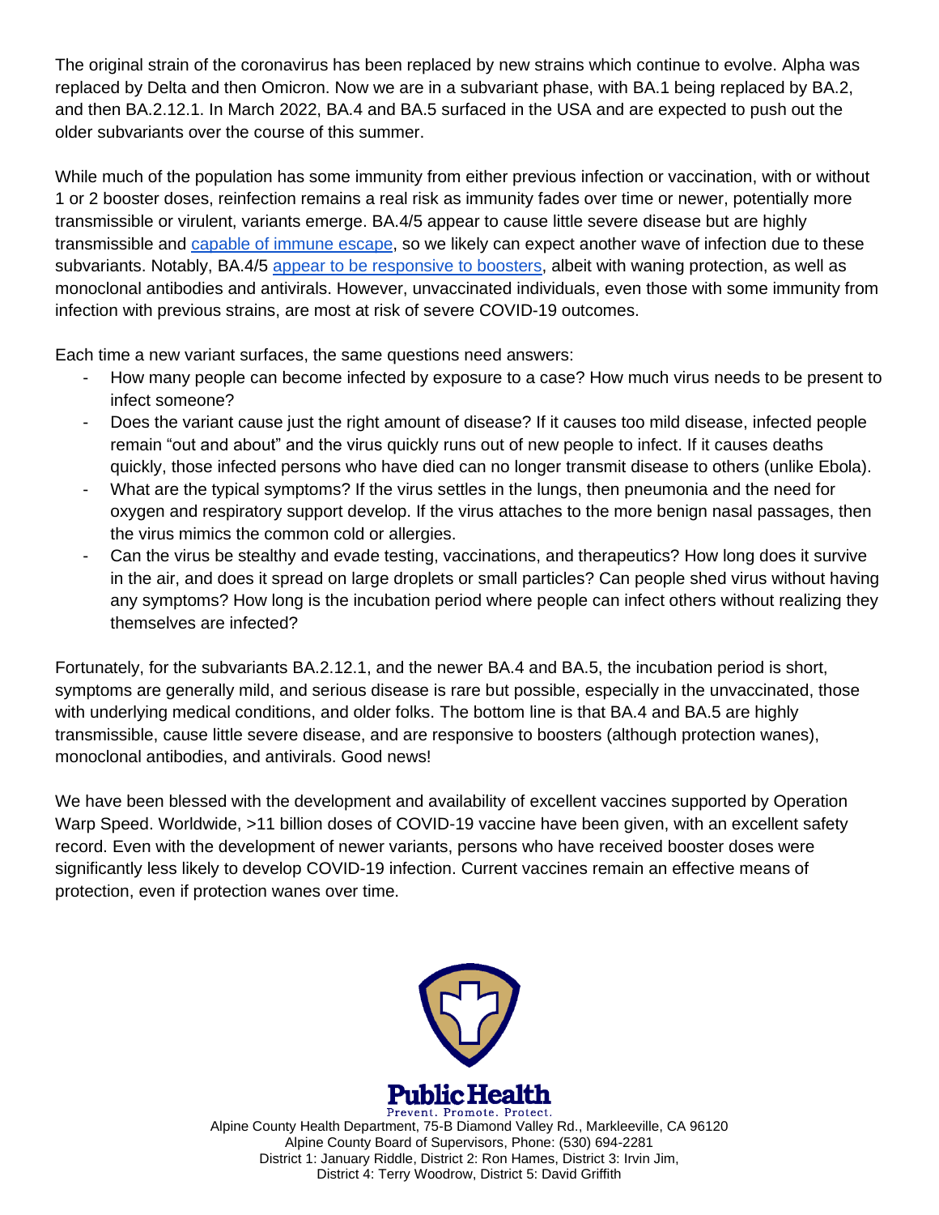The original strain of the coronavirus has been replaced by new strains which continue to evolve. Alpha was replaced by Delta and then Omicron. Now we are in a subvariant phase, with BA.1 being replaced by BA.2, and then BA.2.12.1. In March 2022, BA.4 and BA.5 surfaced in the USA and are expected to push out the older subvariants over the course of this summer.

While much of the population has some immunity from either previous infection or vaccination, with or without 1 or 2 booster doses, reinfection remains a real risk as immunity fades over time or newer, potentially more transmissible or virulent, variants emerge. BA.4/5 appear to cause little severe disease but are highly transmissible and capable of immune escape, so we likely can expect another wave of infection due to these subvariants. Notably, BA.4/5 appear to be responsive to boosters, albeit with waning protection, as well as monoclonal antibodies and antivirals. However, unvaccinated individuals, even those with some immunity from infection with previous strains, are most at risk of severe COVID-19 outcomes.

Each time a new variant surfaces, the same questions need answers:

- How many people can become infected by exposure to a case? How much virus needs to be present to infect someone?
- Does the variant cause just the right amount of disease? If it causes too mild disease, infected people remain "out and about" and the virus quickly runs out of new people to infect. If it causes deaths quickly, those infected persons who have died can no longer transmit disease to others (unlike Ebola).
- What are the typical symptoms? If the virus settles in the lungs, then pneumonia and the need for oxygen and respiratory support develop. If the virus attaches to the more benign nasal passages, then the virus mimics the common cold or allergies.
- Can the virus be stealthy and evade testing, vaccinations, and therapeutics? How long does it survive in the air, and does it spread on large droplets or small particles? Can people shed virus without having any symptoms? How long is the incubation period where people can infect others without realizing they themselves are infected?

Fortunately, for the subvariants BA.2.12.1, and the newer BA.4 and BA.5, the incubation period is short, symptoms are generally mild, and serious disease is rare but possible, especially in the unvaccinated, those with underlying medical conditions, and older folks. The bottom line is that BA.4 and BA.5 are highly transmissible, cause little severe disease, and are responsive to boosters (although protection wanes), monoclonal antibodies, and antivirals. Good news!

We have been blessed with the development and availability of excellent vaccines supported by Operation Warp Speed. Worldwide, >11 billion doses of COVID-19 vaccine have been given, with an excellent safety record. Even with the development of newer variants, persons who have received booster doses were significantly less likely to develop COVID-19 infection. Current vaccines remain an effective means of protection, even if protection wanes over time.

**Public Health**
Prevent. Promote. Protect.
Alpine County Health Department, 75-B Diamond Valley Rd., Markleeville, CA 96120
Alpine County Board of Supervisors, Phone: (530) 694-2281
District 1: January Riddle, District 2: Ron Hames, District 3: Irvin Jim,
District 4: Terry Woodrow, District 5: David Griffith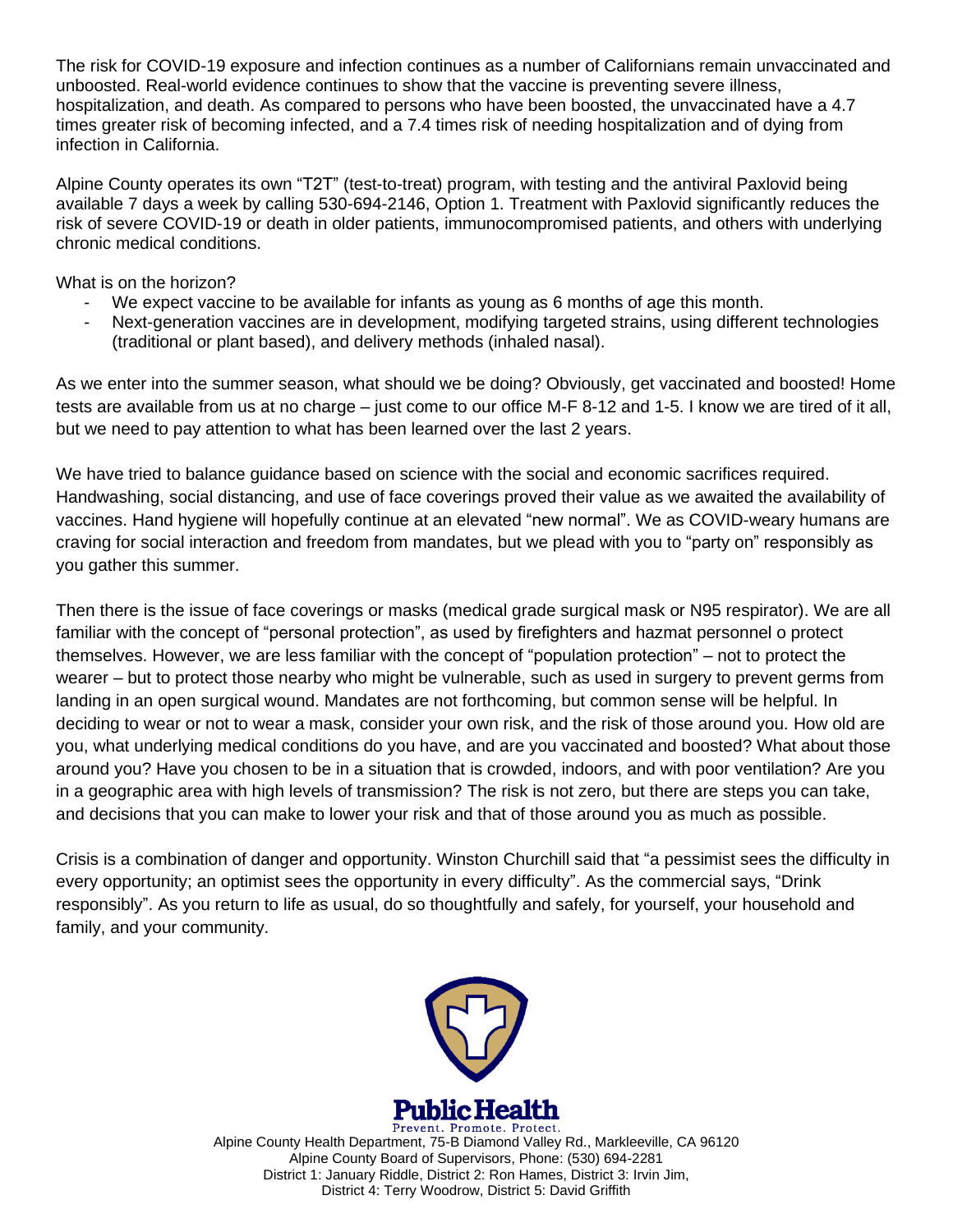The risk for COVID-19 exposure and infection continues as a number of Californians remain unvaccinated and unboosted. Real-world evidence continues to show that the vaccine is preventing severe illness, hospitalization, and death. As compared to persons who have been boosted, the unvaccinated have a 4.7 times greater risk of becoming infected, and a 7.4 times risk of needing hospitalization and of dying from infection in California.

Alpine County operates its own "T2T" (test-to-treat) program, with testing and the antiviral Paxlovid being available 7 days a week by calling 530-694-2146, Option 1. Treatment with Paxlovid significantly reduces the risk of severe COVID-19 or death in older patients, immunocompromised patients, and others with underlying chronic medical conditions.

What is on the horizon?

- We expect vaccine to be available for infants as young as 6 months of age this month.
- Next-generation vaccines are in development, modifying targeted strains, using different technologies (traditional or plant based), and delivery methods (inhaled nasal).

As we enter into the summer season, what should we be doing? Obviously, get vaccinated and boosted! Home tests are available from us at no charge – just come to our office M-F 8-12 and 1-5. I know we are tired of it all, but we need to pay attention to what has been learned over the last 2 years.

We have tried to balance guidance based on science with the social and economic sacrifices required. Handwashing, social distancing, and use of face coverings proved their value as we awaited the availability of vaccines. Hand hygiene will hopefully continue at an elevated "new normal". We as COVID-weary humans are craving for social interaction and freedom from mandates, but we plead with you to "party on" responsibly as you gather this summer.

Then there is the issue of face coverings or masks (medical grade surgical mask or N95 respirator). We are all familiar with the concept of "personal protection", as used by firefighters and hazmat personnel o protect themselves. However, we are less familiar with the concept of "population protection" – not to protect the wearer – but to protect those nearby who might be vulnerable, such as used in surgery to prevent germs from landing in an open surgical wound. Mandates are not forthcoming, but common sense will be helpful. In deciding to wear or not to wear a mask, consider your own risk, and the risk of those around you. How old are you, what underlying medical conditions do you have, and are you vaccinated and boosted? What about those around you? Have you chosen to be in a situation that is crowded, indoors, and with poor ventilation? Are you in a geographic area with high levels of transmission? The risk is not zero, but there are steps you can take, and decisions that you can make to lower your risk and that of those around you as much as possible.

Crisis is a combination of danger and opportunity. Winston Churchill said that "a pessimist sees the difficulty in every opportunity; an optimist sees the opportunity in every difficulty". As the commercial says, "Drink responsibly". As you return to life as usual, do so thoughtfully and safely, for yourself, your household and family, and your community.

**Public Health**
Prevent. Promote. Protect.

Alpine County Health Department, 75-B Diamond Valley Rd., Markleeville, CA 96120
Alpine County Board of Supervisors, Phone: (530) 694-2281
District 1: January Riddle, District 2: Ron Hames, District 3: Irvin Jim,
District 4: Terry Woodrow, District 5: David Griffith